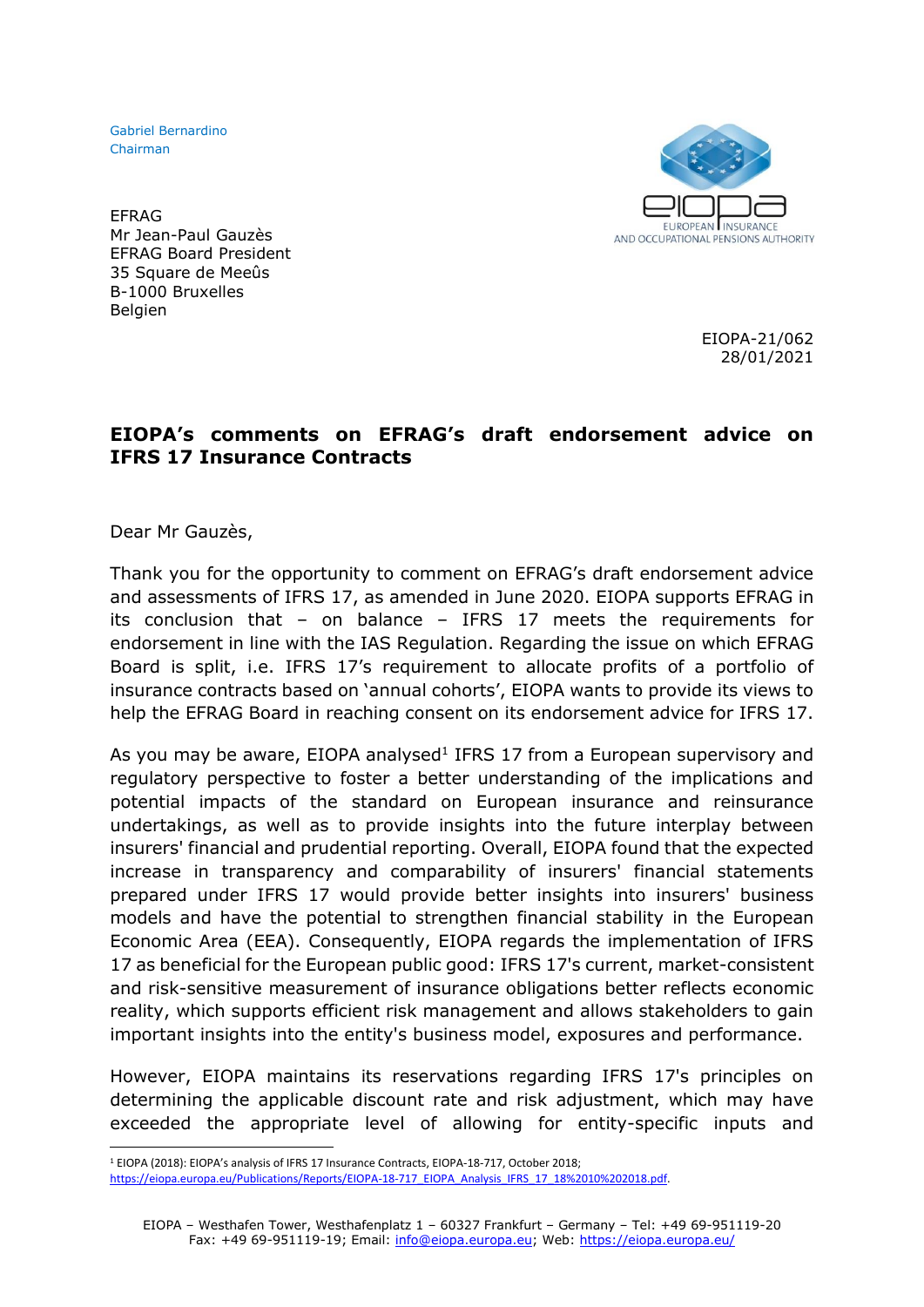Gabriel Bernardino
Chairman

EFRAG
Mr Jean-Paul Gauzès
EFRAG Board President
35 Square de Meeûs
B-1000 Bruxelles
Belgien

EIOPA-21/062
28/01/2021

# EIOPA's comments on EFRAG's draft endorsement advice on IFRS 17 Insurance Contracts

Dear Mr Gauzès,

Thank you for the opportunity to comment on EFRAG's draft endorsement advice and assessments of IFRS 17, as amended in June 2020. EIOPA supports EFRAG in its conclusion that – on balance – IFRS 17 meets the requirements for endorsement in line with the IAS Regulation. Regarding the issue on which EFRAG Board is split, i.e. IFRS 17's requirement to allocate profits of a portfolio of insurance contracts based on 'annual cohorts', EIOPA wants to provide its views to help the EFRAG Board in reaching consent on its endorsement advice for IFRS 17.

As you may be aware, EIOPA analysed[1] IFRS 17 from a European supervisory and regulatory perspective to foster a better understanding of the implications and potential impacts of the standard on European insurance and reinsurance undertakings, as well as to provide insights into the future interplay between insurers' financial and prudential reporting. Overall, EIOPA found that the expected increase in transparency and comparability of insurers' financial statements prepared under IFRS 17 would provide better insights into insurers' business models and have the potential to strengthen financial stability in the European Economic Area (EEA). Consequently, EIOPA regards the implementation of IFRS 17 as beneficial for the European public good: IFRS 17's current, market-consistent and risk-sensitive measurement of insurance obligations better reflects economic reality, which supports efficient risk management and allows stakeholders to gain important insights into the entity's business model, exposures and performance.

However, EIOPA maintains its reservations regarding IFRS 17's principles on determining the applicable discount rate and risk adjustment, which may have exceeded the appropriate level of allowing for entity-specific inputs and

[1] EIOPA (2018): EIOPA's analysis of IFRS 17 Insurance Contracts, EIOPA-18-717, October 2018; https://eiopa.europa.eu/Publications/Reports/EIOPA-18-717_EIOPA_Analysis_IFRS_17_18%2010%202018.pdf.

EIOPA – Westhafen Tower, Westhafenplatz 1 – 60327 Frankfurt – Germany – Tel: +49 69-951119-20
Fax: +49 69-951119-19; Email: info@eiopa.europa.eu; Web: https://eiopa.europa.eu/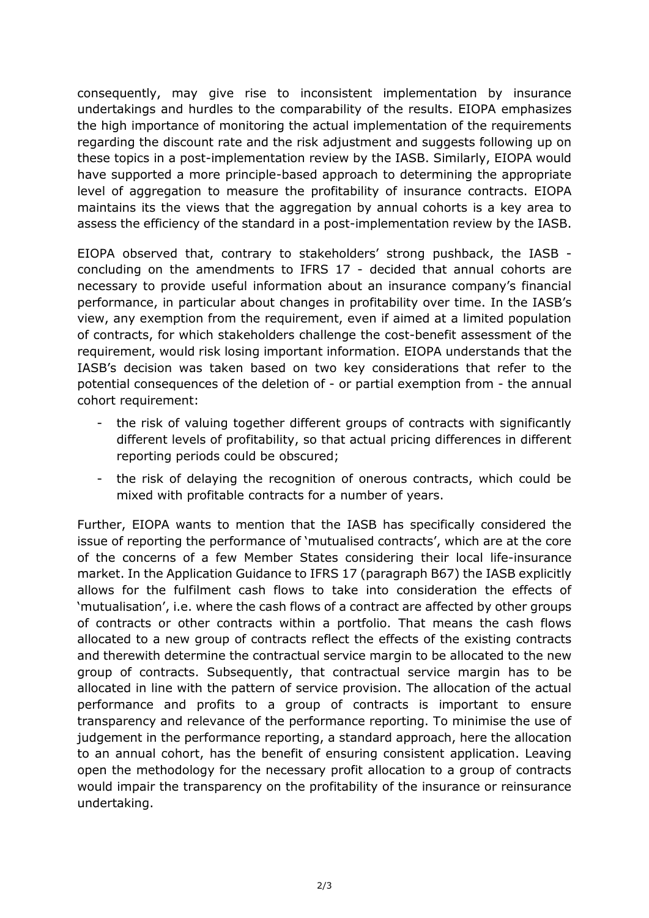consequently, may give rise to inconsistent implementation by insurance undertakings and hurdles to the comparability of the results. EIOPA emphasizes the high importance of monitoring the actual implementation of the requirements regarding the discount rate and the risk adjustment and suggests following up on these topics in a post-implementation review by the IASB. Similarly, EIOPA would have supported a more principle-based approach to determining the appropriate level of aggregation to measure the profitability of insurance contracts. EIOPA maintains its the views that the aggregation by annual cohorts is a key area to assess the efficiency of the standard in a post-implementation review by the IASB.

EIOPA observed that, contrary to stakeholders' strong pushback, the IASB - concluding on the amendments to IFRS 17 - decided that annual cohorts are necessary to provide useful information about an insurance company's financial performance, in particular about changes in profitability over time. In the IASB's view, any exemption from the requirement, even if aimed at a limited population of contracts, for which stakeholders challenge the cost-benefit assessment of the requirement, would risk losing important information. EIOPA understands that the IASB's decision was taken based on two key considerations that refer to the potential consequences of the deletion of - or partial exemption from - the annual cohort requirement:

- the risk of valuing together different groups of contracts with significantly different levels of profitability, so that actual pricing differences in different reporting periods could be obscured;
- the risk of delaying the recognition of onerous contracts, which could be mixed with profitable contracts for a number of years.

Further, EIOPA wants to mention that the IASB has specifically considered the issue of reporting the performance of 'mutualised contracts', which are at the core of the concerns of a few Member States considering their local life-insurance market. In the Application Guidance to IFRS 17 (paragraph B67) the IASB explicitly allows for the fulfilment cash flows to take into consideration the effects of 'mutualisation', i.e. where the cash flows of a contract are affected by other groups of contracts or other contracts within a portfolio. That means the cash flows allocated to a new group of contracts reflect the effects of the existing contracts and therewith determine the contractual service margin to be allocated to the new group of contracts. Subsequently, that contractual service margin has to be allocated in line with the pattern of service provision. The allocation of the actual performance and profits to a group of contracts is important to ensure transparency and relevance of the performance reporting. To minimise the use of judgement in the performance reporting, a standard approach, here the allocation to an annual cohort, has the benefit of ensuring consistent application. Leaving open the methodology for the necessary profit allocation to a group of contracts would impair the transparency on the profitability of the insurance or reinsurance undertaking.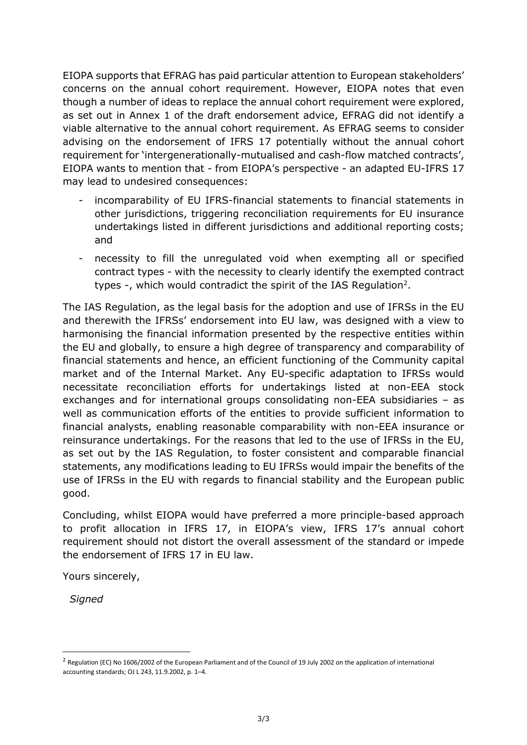EIOPA supports that EFRAG has paid particular attention to European stakeholders' concerns on the annual cohort requirement. However, EIOPA notes that even though a number of ideas to replace the annual cohort requirement were explored, as set out in Annex 1 of the draft endorsement advice, EFRAG did not identify a viable alternative to the annual cohort requirement. As EFRAG seems to consider advising on the endorsement of IFRS 17 potentially without the annual cohort requirement for 'intergenerationally-mutualised and cash-flow matched contracts', EIOPA wants to mention that - from EIOPA's perspective - an adapted EU-IFRS 17 may lead to undesired consequences:

- incomparability of EU IFRS-financial statements to financial statements in other jurisdictions, triggering reconciliation requirements for EU insurance undertakings listed in different jurisdictions and additional reporting costs; and
- necessity to fill the unregulated void when exempting all or specified contract types - with the necessity to clearly identify the exempted contract types -, which would contradict the spirit of the IAS Regulation[2].

The IAS Regulation, as the legal basis for the adoption and use of IFRSs in the EU and therewith the IFRSs' endorsement into EU law, was designed with a view to harmonising the financial information presented by the respective entities within the EU and globally, to ensure a high degree of transparency and comparability of financial statements and hence, an efficient functioning of the Community capital market and of the Internal Market. Any EU-specific adaptation to IFRSs would necessitate reconciliation efforts for undertakings listed at non-EEA stock exchanges and for international groups consolidating non-EEA subsidiaries – as well as communication efforts of the entities to provide sufficient information to financial analysts, enabling reasonable comparability with non-EEA insurance or reinsurance undertakings. For the reasons that led to the use of IFRSs in the EU, as set out by the IAS Regulation, to foster consistent and comparable financial statements, any modifications leading to EU IFRSs would impair the benefits of the use of IFRSs in the EU with regards to financial stability and the European public good.

Concluding, whilst EIOPA would have preferred a more principle-based approach to profit allocation in IFRS 17, in EIOPA's view, IFRS 17's annual cohort requirement should not distort the overall assessment of the standard or impede the endorsement of IFRS 17 in EU law.

Yours sincerely,

*Signed*

[2] Regulation (EC) No 1606/2002 of the European Parliament and of the Council of 19 July 2002 on the application of international accounting standards; OJ L 243, 11.9.2002, p. 1–4.